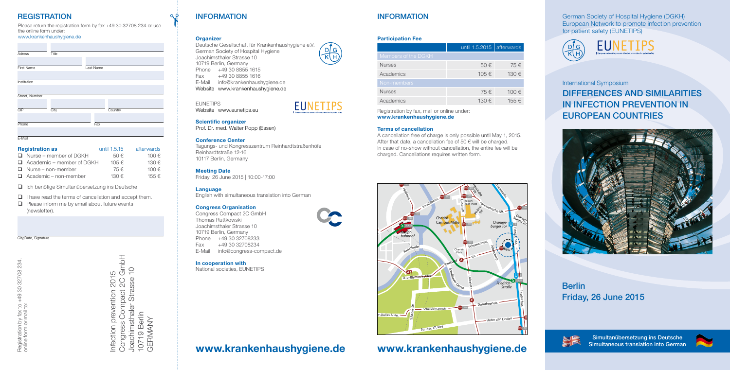## REGISTRATION

Please return the registration form by fax +49 30 32708 234 or use the online form under:
www.krankenhaushygiene.de

| Adress | Title | | |
|---|---|---|---|
| First Name | | Last Name | |
| Institution | | | |
| Street, Number | | | |
| ZIP | City | | Country |
| Phone | | Fax | |
| E-Mail | | | |

| Registration as | until 1.5.15 | afterwards |
|---|---|---|
| ❑ Nurse – member of DGKH | 50 € | 100 € |
| ❑ Academic – member of DGKH | 105 € | 130 € |
| ❑ Nurse – non-member | 75 € | 100 € |
| ❑ Academic – non-member | 130 € | 155 € |

❑ Ich benötige Simultanübersetzung ins Deutsche

❑ I have read the terms of cancellation and accept them.

❑ Please inform me by email about future events (newsletter).

City, Date, Signature

Registration by fax to +49 30 32708 234, online form or mail to:

Infection prevention 2015
Congress Compact 2C GmbH
Joachimsthaler Strasse 10
10719 Berlin
GERMANY

## INFORMATION

**Organizer**
Deutsche Gesellschaft für Krankenhaushygiene e.V.
German Society of Hospital Hygiene
Joachimsthaler Strasse 10
10719 Berlin, Germany
Phone +49 30 8855 1615
Fax +49 30 8855 1616
E-Mail info@krankenhaushygiene.de
Website www.krankenhaushygiene.de

EUNETIPS
Website www.eunetips.eu

**Scientific organizer**
Prof. Dr. med. Walter Popp (Essen)

**Conference Center**
Tagungs- und Kongresszentrum Reinhardtstraßenhöfe
Reinhardtstraße 12-16
10117 Berlin, Germany

**Meeting Date**
Friday, 26 June 2015 | 10:00-17:00

**Language**
English with simultaneous translation into German

**Congress Organisation**
Congress Compact 2C GmbH
Thomas Ruttkowski
Joachimsthaler Strasse 10
10719 Berlin, Germany
Phone +49 30 32708233
Fax +49 30 32708234
E-Mail info@congress-compact.de

**In cooperation with**
National societies, EUNETIPS

## www.krankenhaushygiene.de

## INFORMATION

**Participation Fee**

| | until 1.5.2015 | afterwards |
|---|---|---|
| Members of the DGKH | | |
| Nurses | 50 € | 75 € |
| Academics | 105 € | 130 € |
| Non-members | | |
| Nurses | 75 € | 100 € |
| Academics | 130 € | 155 € |

Registration by fax, mail or online under:
**www.krankenhaushygiene.de**

**Terms of cancellation**
A cancellation free of charge is only possible until May 1, 2015. After that date, a cancellation fee of 50 € will be charged. In case of no-show without cancellation, the entire fee will be charged. Cancellations requires written form.

## www.krankenhaushygiene.de

German Society of Hospital Hygiene (DGKH)
European Network to promote infection prevention for patient safety (EUNETIPS)

International Symposium

# DIFFERENCES AND SIMILARITIES IN INFECTION PREVENTION IN EUROPEAN COUNTRIES

## Berlin
## Friday, 26 June 2015

**Simultanübersetzung ins Deutsche**
**Simultaneous translation into German**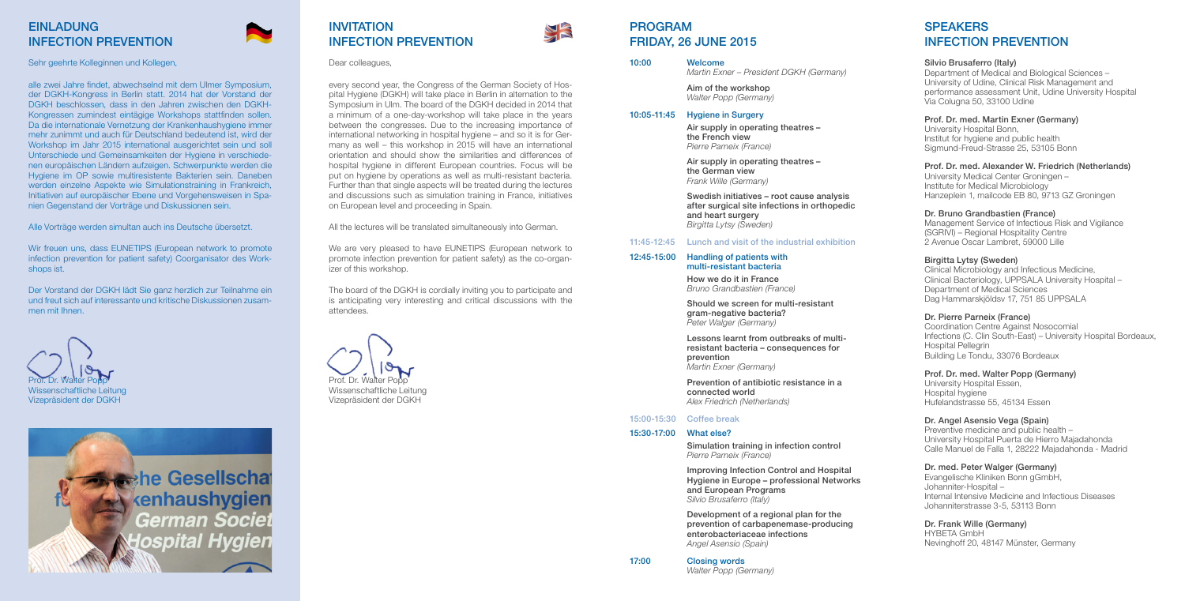## EINLADUNG INFECTION PREVENTION

Sehr geehrte Kolleginnen und Kollegen,

alle zwei Jahre findet, abwechselnd mit dem Ulmer Symposium, der DGKH-Kongress in Berlin statt. 2014 hat der Vorstand der DGKH beschlossen, dass in den Jahren zwischen den DGKH-Kongressen zumindest eintägige Workshops stattfinden sollen. Da die internationale Vernetzung der Krankenhaushygiene immer mehr zunimmt und auch für Deutschland bedeutend ist, wird der Workshop im Jahr 2015 international ausgerichtet sein und soll Unterschiede und Gemeinsamkeiten der Hygiene in verschiedenen europäischen Ländern aufzeigen. Schwerpunkte werden die Hygiene im OP sowie multiresistente Bakterien sein. Daneben werden einzelne Aspekte wie Simulationstraining in Frankreich, Initiativen auf europäischer Ebene und Vorgehensweisen in Spanien Gegenstand der Vorträge und Diskussionen sein.

Alle Vorträge werden simultan auch ins Deutsche übersetzt.

Wir freuen uns, dass EUNETIPS (European network to promote infection prevention for patient safety) Coorganisator des Workshops ist.

Der Vorstand der DGKH lädt Sie ganz herzlich zur Teilnahme ein und freut sich auf interessante und kritische Diskussionen zusammen mit Ihnen.

Prof. Dr. Walter Popp
Wissenschaftliche Leitung
Vizepräsident der DGKH

## INVITATION INFECTION PREVENTION

Dear colleagues,

every second year, the Congress of the German Society of Hospital Hygiene (DGKH) will take place in Berlin in alternation to the Symposium in Ulm. The board of the DGKH decided in 2014 that a minimum of a one-day-workshop will take place in the years between the congresses. Due to the increasing importance of international networking in hospital hygiene – and so it is for Germany as well – this workshop in 2015 will have an international orientation and should show the similarities and differences of hospital hygiene in different European countries. Focus will be put on hygiene by operations as well as multi-resistant bacteria. Further than that single aspects will be treated during the lectures and discussions such as simulation training in France, initiatives on European level and proceeding in Spain.

All the lectures will be translated simultaneously into German.

We are very pleased to have EUNETIPS (European network to promote infection prevention for patient safety) as the co-organizer of this workshop.

The board of the DGKH is cordially inviting you to participate and is anticipating very interesting and critical discussions with the attendees.

Prof. Dr. Walter Popp
Wissenschaftliche Leitung
Vizepräsident der DGKH

## PROGRAM FRIDAY, 26 JUNE 2015

**10:00 Welcome**
*Martin Exner – President DGKH (Germany)*

Aim of the workshop
*Walter Popp (Germany)*

**10:05-11:45 Hygiene in Surgery**

Air supply in operating theatres – the French view
*Pierre Parneix (France)*

Air supply in operating theatres – the German view
*Frank Wille (Germany)*

Swedish initiatives – root cause analysis after surgical site infections in orthopedic and heart surgery
*Birgitta Lytsy (Sweden)*

**11:45-12:45 Lunch and visit of the industrial exhibition**

**12:45-15:00 Handling of patients with multi-resistant bacteria**

How we do it in France
*Bruno Grandbastien (France)*

Should we screen for multi-resistant gram-negative bacteria?
*Peter Walger (Germany)*

Lessons learnt from outbreaks of multi-resistant bacteria – consequences for prevention
*Martin Exner (Germany)*

Prevention of antibiotic resistance in a connected world
*Alex Friedrich (Netherlands)*

**15:00-15:30 Coffee break**

**15:30-17:00 What else?**

Simulation training in infection control
*Pierre Parneix (France)*

Improving Infection Control and Hospital Hygiene in Europe – professional Networks and European Programs
*Silvio Brusaferro (Italy)*

Development of a regional plan for the prevention of carbapenemase-producing enterobacteriaceae infections
*Angel Asensio (Spain)*

**17:00 Closing words**
*Walter Popp (Germany)*

## SPEAKERS INFECTION PREVENTION

**Silvio Brusaferro (Italy)**
Department of Medical and Biological Sciences – University of Udine, Clinical Risk Management and performance assessment Unit, Udine University Hospital
Via Colugna 50, 33100 Udine

**Prof. Dr. med. Martin Exner (Germany)**
University Hospital Bonn,
Institut for hygiene and public health
Sigmund-Freud-Strasse 25, 53105 Bonn

**Prof. Dr. med. Alexander W. Friedrich (Netherlands)**
University Medical Center Groningen –
Institute for Medical Microbiology
Hanzeplein 1, mailcode EB 80, 9713 GZ Groningen

**Dr. Bruno Grandbastien (France)**
Management Service of Infectious Risk and Vigilance (SGRIVI) – Regional Hospitality Centre
2 Avenue Oscar Lambret, 59000 Lille

**Birgitta Lytsy (Sweden)**
Clinical Microbiology and Infectious Medicine, Clinical Bacteriology, UPPSALA University Hospital – Department of Medical Sciences
Dag Hammarskjöldsv 17, 751 85 UPPSALA

**Dr. Pierre Parneix (France)**
Coordination Centre Against Nosocomial Infections (C. Clin South-East) – University Hospital Bordeaux, Hospital Pellegrin
Building Le Tondu, 33076 Bordeaux

**Prof. Dr. med. Walter Popp (Germany)**
University Hospital Essen,
Hospital hygiene
Hufelandstrasse 55, 45134 Essen

**Dr. Angel Asensio Vega (Spain)**
Preventive medicine and public health –
University Hospital Puerta de Hierro Majadahonda
Calle Manuel de Falla 1, 28222 Majadahonda - Madrid

**Dr. med. Peter Walger (Germany)**
Evangelische Kliniken Bonn gGmbH,
Johanniter-Hospital –
Internal Intensive Medicine and Infectious Diseases
Johanniterstrasse 3-5, 53113 Bonn

**Dr. Frank Wille (Germany)**
HYBETA GmbH
Nevinghoff 20, 48147 Münster, Germany